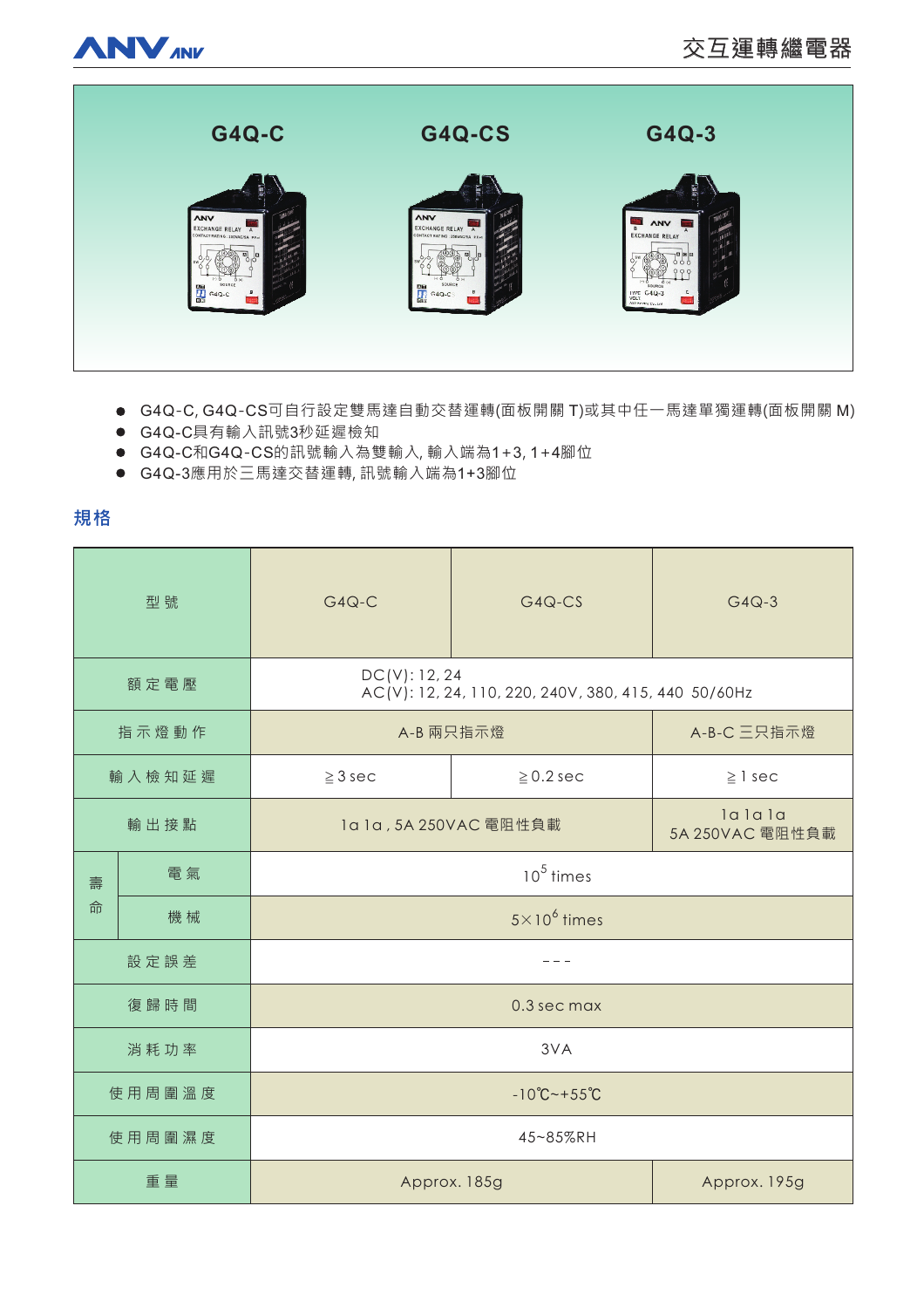# 交互運轉繼電器

G4Q-C　　G4Q-CS　　G4Q-3

- G4Q-C, G4Q-CS可自行設定雙馬達自動交替運轉(面板開關 T)或其中任一馬達單獨運轉(面板開關 M)
- G4Q-C具有輸入訊號3秒延遲檢知
- G4Q-C和G4Q-CS的訊號輸入為雙輸入, 輸入端為1+3, 1+4腳位
- G4Q-3應用於三馬達交替運轉, 訊號輸入端為1+3腳位

## 規格

| 型號 | | G4Q-C | G4Q-CS | G4Q-3 |
|---|---|---|---|---|
| 額定電壓 | | DC(V): 12, 24<br>AC(V): 12, 24, 110, 220, 240V, 380, 415, 440 50/60Hz | | |
| 指示燈動作 | | A-B 兩只指示燈 | | A-B-C 三只指示燈 |
| 輸入檢知延遲 | | ≧3 sec | ≧0.2 sec | ≧1 sec |
| 輸出接點 | | 1a 1a , 5A 250VAC 電阻性負載 | | 1a 1a 1a<br>5A 250VAC 電阻性負載 |
| 壽命 | 電氣 | $10^5$ times | | |
| | 機械 | $5\times10^6$ times | | |
| 設定誤差 | | --- | | |
| 復歸時間 | | 0.3 sec max | | |
| 消耗功率 | | 3VA | | |
| 使用周圍溫度 | | -10℃~+55℃ | | |
| 使用周圍濕度 | | 45~85%RH | | |
| 重量 | | Approx. 185g | | Approx. 195g |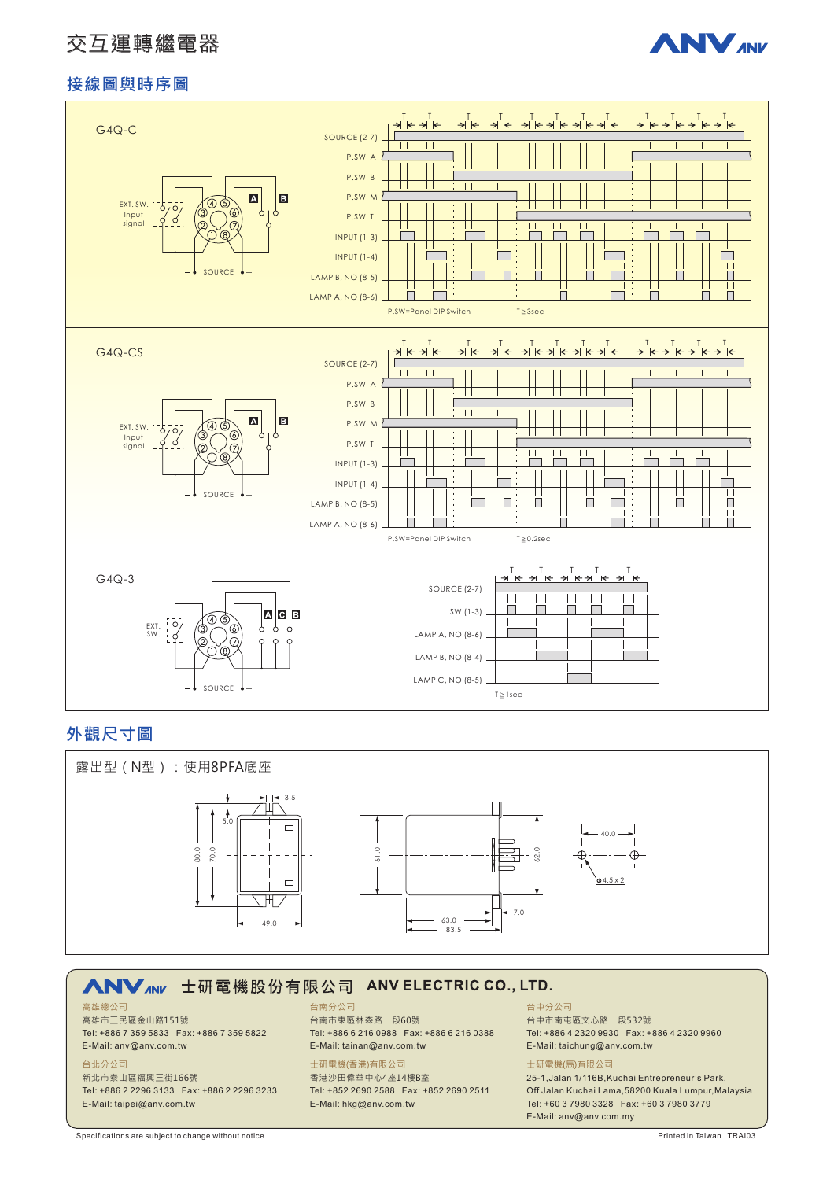# 交互運轉繼電器

## 接線圖與時序圖

G4Q-C

EXT. SW.
Input
signal

A
B

SOURCE

SOURCE (2-7)
P.SW A
P.SW B
P.SW M
P.SW T
INPUT (1-3)
INPUT (1-4)
LAMP B, NO (8-5)
LAMP A, NO (8-6)

P.SW=Panel DIP Switch　T≧3sec

G4Q-CS

EXT. SW.
Input
signal

A
B

SOURCE

SOURCE (2-7)
P.SW A
P.SW B
P.SW M
P.SW T
INPUT (1-3)
INPUT (1-4)
LAMP B, NO (8-5)
LAMP A, NO (8-6)

P.SW=Panel DIP Switch　T≧0.2sec

G4Q-3

EXT.
SW.

A C B

SOURCE

SOURCE (2-7)
SW (1-3)
LAMP A, NO (8-6)
LAMP B, NO (8-4)
LAMP C, NO (8-5)

T≧1sec

## 外觀尺寸圖

露出型（N型）：使用8PFA底座

3.5
5.0
80.0
70.0
49.0
61.0
62.0
63.0
83.5
7.0
40.0
Φ4.5 x 2

---

**ANV 士研電機股份有限公司 ANV ELECTRIC CO., LTD.**

高雄總公司
高雄市三民區金山路151號
Tel: +886 7 359 5833　Fax: +886 7 359 5822
E-Mail: anv@anv.com.tw

台南分公司
台南市東區林森路一段60號
Tel: +886 6 216 0988　Fax: +886 6 216 0388
E-Mail: tainan@anv.com.tw

台中分公司
台中市南屯區文心路一段532號
Tel: +886 4 2320 9930　Fax: +886 4 2320 9960
E-Mail: taichung@anv.com.tw

台北分公司
新北市泰山區福興三街166號
Tel: +886 2 2296 3133　Fax: +886 2 2296 3233
E-Mail: taipei@anv.com.tw

士研電機(香港)有限公司
香港沙田偉華中心4座14樓B室
Tel: +852 2690 2588　Fax: +852 2690 2511
E-Mail: hkg@anv.com.tw

士研電機(馬)有限公司
25-1,Jalan 1/116B,Kuchai Entrepreneur's Park,
Off Jalan Kuchai Lama,58200 Kuala Lumpur,Malaysia
Tel: +60 3 7980 3328　Fax: +60 3 7980 3779
E-Mail: anv@anv.com.my

Specifications are subject to change without notice　Printed in Taiwan　TRAI03